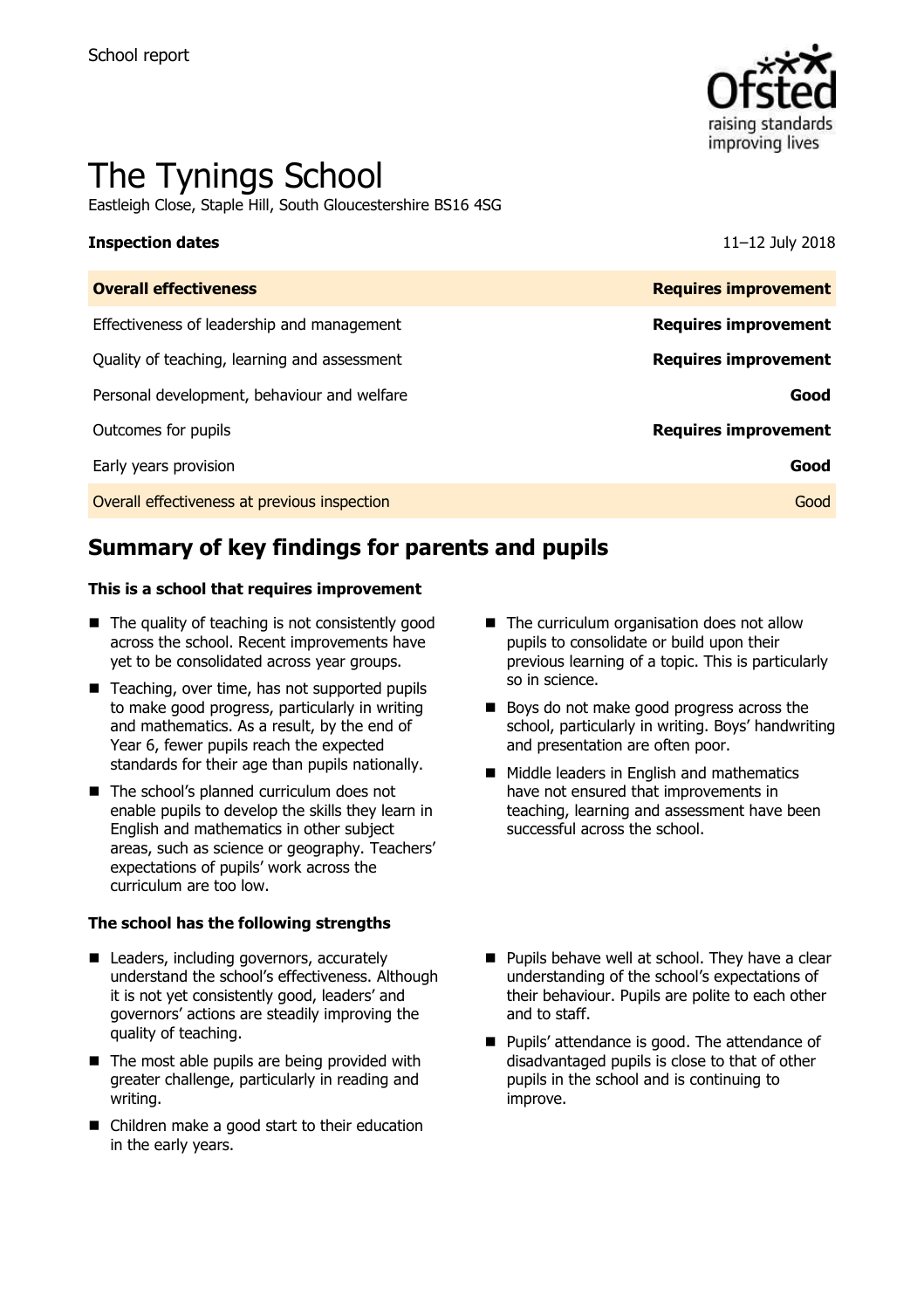School report

# The Tynings School

Eastleigh Close, Staple Hill, South Gloucestershire BS16 4SG

| **Inspection dates** | 11–12 July 2018 |
| --- | --- |
| **Overall effectiveness** | **Requires improvement** |
| Effectiveness of leadership and management | **Requires improvement** |
| Quality of teaching, learning and assessment | **Requires improvement** |
| Personal development, behaviour and welfare | **Good** |
| Outcomes for pupils | **Requires improvement** |
| Early years provision | **Good** |
| Overall effectiveness at previous inspection | Good |

## Summary of key findings for parents and pupils

**This is a school that requires improvement**

- The quality of teaching is not consistently good across the school. Recent improvements have yet to be consolidated across year groups.
- Teaching, over time, has not supported pupils to make good progress, particularly in writing and mathematics. As a result, by the end of Year 6, fewer pupils reach the expected standards for their age than pupils nationally.
- The school's planned curriculum does not enable pupils to develop the skills they learn in English and mathematics in other subject areas, such as science or geography. Teachers' expectations of pupils' work across the curriculum are too low.
- The curriculum organisation does not allow pupils to consolidate or build upon their previous learning of a topic. This is particularly so in science.
- Boys do not make good progress across the school, particularly in writing. Boys' handwriting and presentation are often poor.
- Middle leaders in English and mathematics have not ensured that improvements in teaching, learning and assessment have been successful across the school.

**The school has the following strengths**

- Leaders, including governors, accurately understand the school's effectiveness. Although it is not yet consistently good, leaders' and governors' actions are steadily improving the quality of teaching.
- The most able pupils are being provided with greater challenge, particularly in reading and writing.
- Children make a good start to their education in the early years.
- Pupils behave well at school. They have a clear understanding of the school's expectations of their behaviour. Pupils are polite to each other and to staff.
- Pupils' attendance is good. The attendance of disadvantaged pupils is close to that of other pupils in the school and is continuing to improve.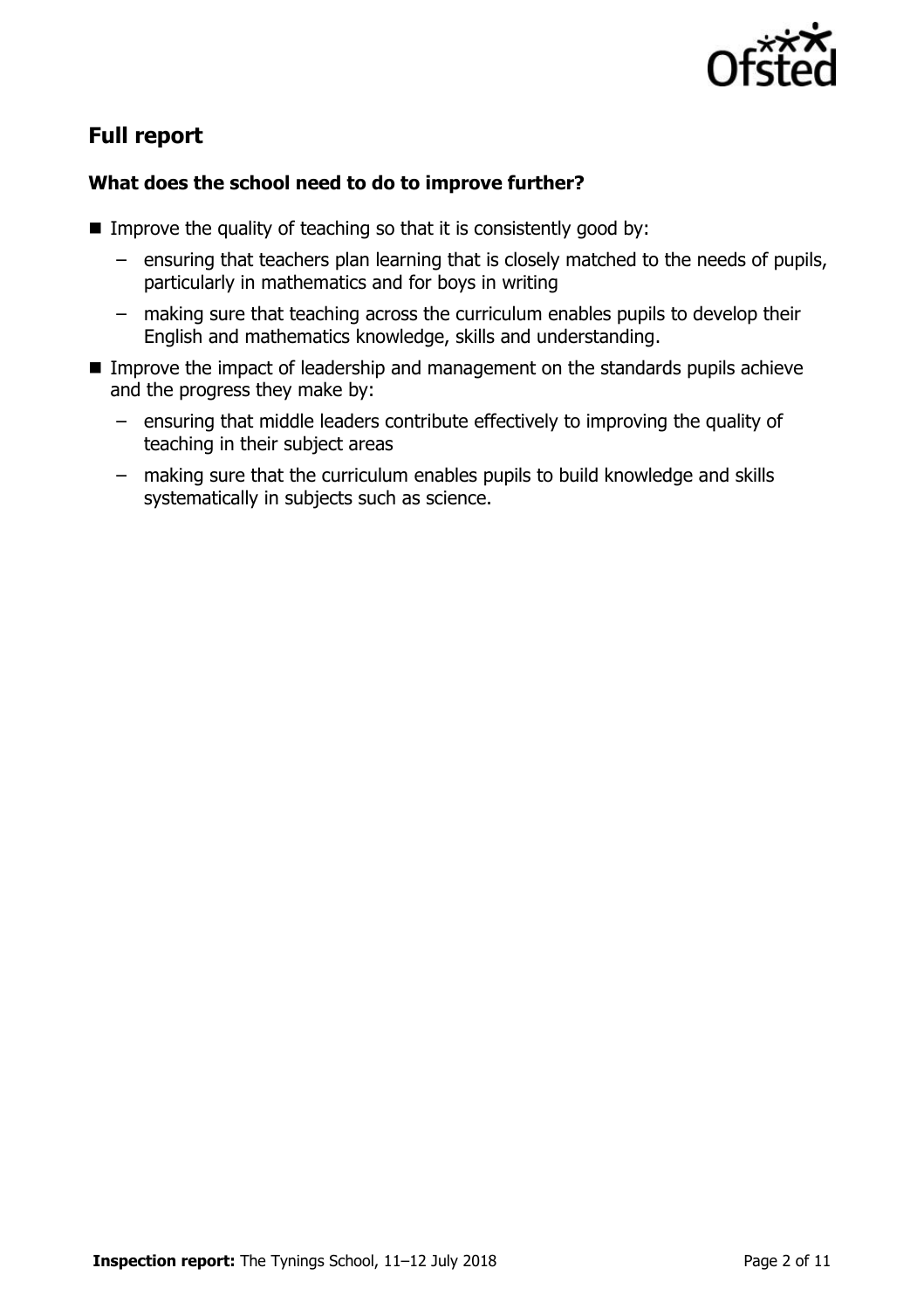## Full report

### What does the school need to do to improve further?

- Improve the quality of teaching so that it is consistently good by:
  - ensuring that teachers plan learning that is closely matched to the needs of pupils, particularly in mathematics and for boys in writing
  - making sure that teaching across the curriculum enables pupils to develop their English and mathematics knowledge, skills and understanding.
- Improve the impact of leadership and management on the standards pupils achieve and the progress they make by:
  - ensuring that middle leaders contribute effectively to improving the quality of teaching in their subject areas
  - making sure that the curriculum enables pupils to build knowledge and skills systematically in subjects such as science.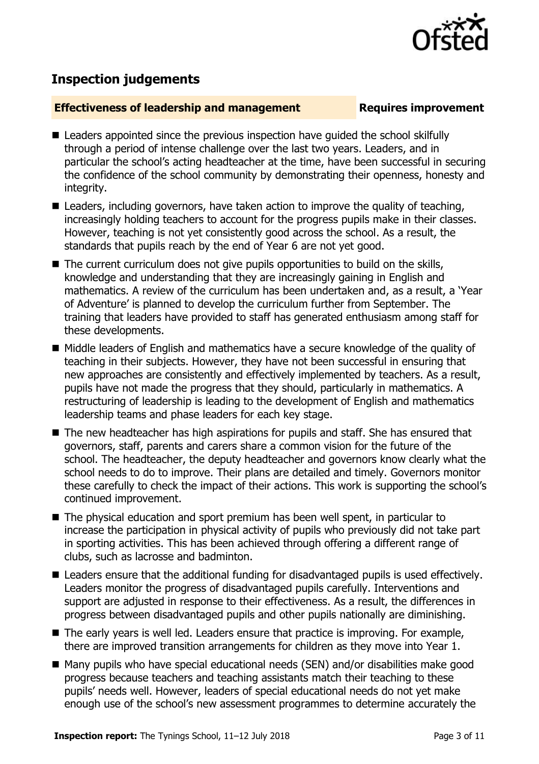## Inspection judgements

### Effectiveness of leadership and management — Requires improvement

- Leaders appointed since the previous inspection have guided the school skilfully through a period of intense challenge over the last two years. Leaders, and in particular the school's acting headteacher at the time, have been successful in securing the confidence of the school community by demonstrating their openness, honesty and integrity.
- Leaders, including governors, have taken action to improve the quality of teaching, increasingly holding teachers to account for the progress pupils make in their classes. However, teaching is not yet consistently good across the school. As a result, the standards that pupils reach by the end of Year 6 are not yet good.
- The current curriculum does not give pupils opportunities to build on the skills, knowledge and understanding that they are increasingly gaining in English and mathematics. A review of the curriculum has been undertaken and, as a result, a 'Year of Adventure' is planned to develop the curriculum further from September. The training that leaders have provided to staff has generated enthusiasm among staff for these developments.
- Middle leaders of English and mathematics have a secure knowledge of the quality of teaching in their subjects. However, they have not been successful in ensuring that new approaches are consistently and effectively implemented by teachers. As a result, pupils have not made the progress that they should, particularly in mathematics. A restructuring of leadership is leading to the development of English and mathematics leadership teams and phase leaders for each key stage.
- The new headteacher has high aspirations for pupils and staff. She has ensured that governors, staff, parents and carers share a common vision for the future of the school. The headteacher, the deputy headteacher and governors know clearly what the school needs to do to improve. Their plans are detailed and timely. Governors monitor these carefully to check the impact of their actions. This work is supporting the school's continued improvement.
- The physical education and sport premium has been well spent, in particular to increase the participation in physical activity of pupils who previously did not take part in sporting activities. This has been achieved through offering a different range of clubs, such as lacrosse and badminton.
- Leaders ensure that the additional funding for disadvantaged pupils is used effectively. Leaders monitor the progress of disadvantaged pupils carefully. Interventions and support are adjusted in response to their effectiveness. As a result, the differences in progress between disadvantaged pupils and other pupils nationally are diminishing.
- The early years is well led. Leaders ensure that practice is improving. For example, there are improved transition arrangements for children as they move into Year 1.
- Many pupils who have special educational needs (SEN) and/or disabilities make good progress because teachers and teaching assistants match their teaching to these pupils' needs well. However, leaders of special educational needs do not yet make enough use of the school's new assessment programmes to determine accurately the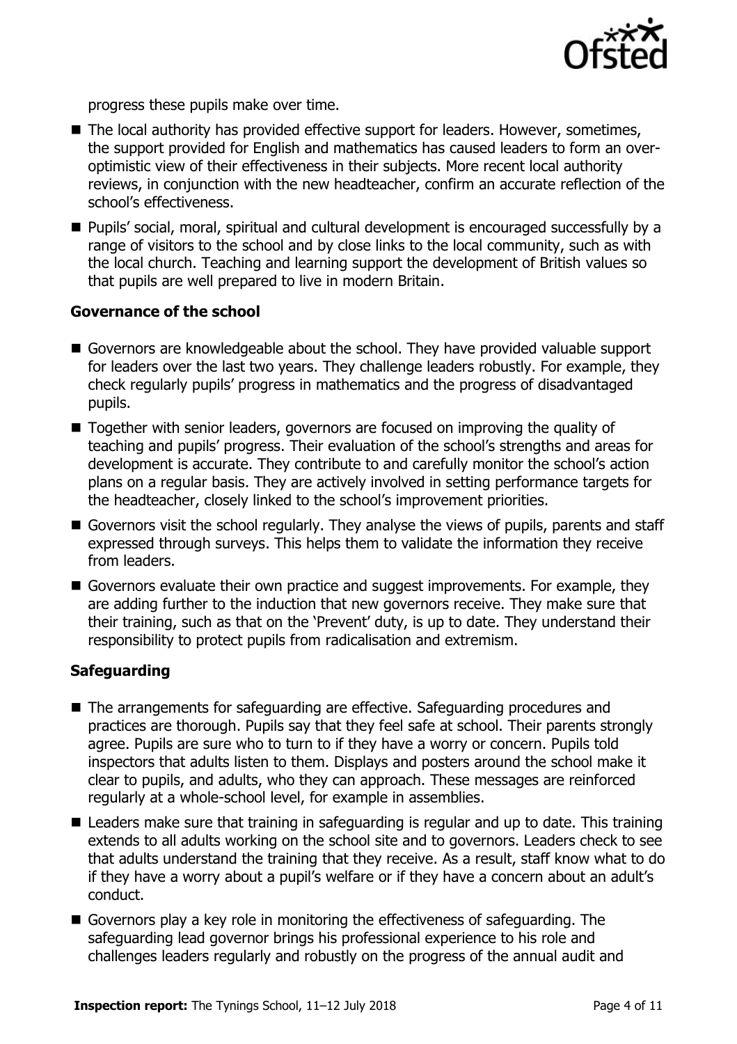progress these pupils make over time.

- The local authority has provided effective support for leaders. However, sometimes, the support provided for English and mathematics has caused leaders to form an over-optimistic view of their effectiveness in their subjects. More recent local authority reviews, in conjunction with the new headteacher, confirm an accurate reflection of the school's effectiveness.
- Pupils' social, moral, spiritual and cultural development is encouraged successfully by a range of visitors to the school and by close links to the local community, such as with the local church. Teaching and learning support the development of British values so that pupils are well prepared to live in modern Britain.

### Governance of the school

- Governors are knowledgeable about the school. They have provided valuable support for leaders over the last two years. They challenge leaders robustly. For example, they check regularly pupils' progress in mathematics and the progress of disadvantaged pupils.
- Together with senior leaders, governors are focused on improving the quality of teaching and pupils' progress. Their evaluation of the school's strengths and areas for development is accurate. They contribute to and carefully monitor the school's action plans on a regular basis. They are actively involved in setting performance targets for the headteacher, closely linked to the school's improvement priorities.
- Governors visit the school regularly. They analyse the views of pupils, parents and staff expressed through surveys. This helps them to validate the information they receive from leaders.
- Governors evaluate their own practice and suggest improvements. For example, they are adding further to the induction that new governors receive. They make sure that their training, such as that on the 'Prevent' duty, is up to date. They understand their responsibility to protect pupils from radicalisation and extremism.

### Safeguarding

- The arrangements for safeguarding are effective. Safeguarding procedures and practices are thorough. Pupils say that they feel safe at school. Their parents strongly agree. Pupils are sure who to turn to if they have a worry or concern. Pupils told inspectors that adults listen to them. Displays and posters around the school make it clear to pupils, and adults, who they can approach. These messages are reinforced regularly at a whole-school level, for example in assemblies.
- Leaders make sure that training in safeguarding is regular and up to date. This training extends to all adults working on the school site and to governors. Leaders check to see that adults understand the training that they receive. As a result, staff know what to do if they have a worry about a pupil's welfare or if they have a concern about an adult's conduct.
- Governors play a key role in monitoring the effectiveness of safeguarding. The safeguarding lead governor brings his professional experience to his role and challenges leaders regularly and robustly on the progress of the annual audit and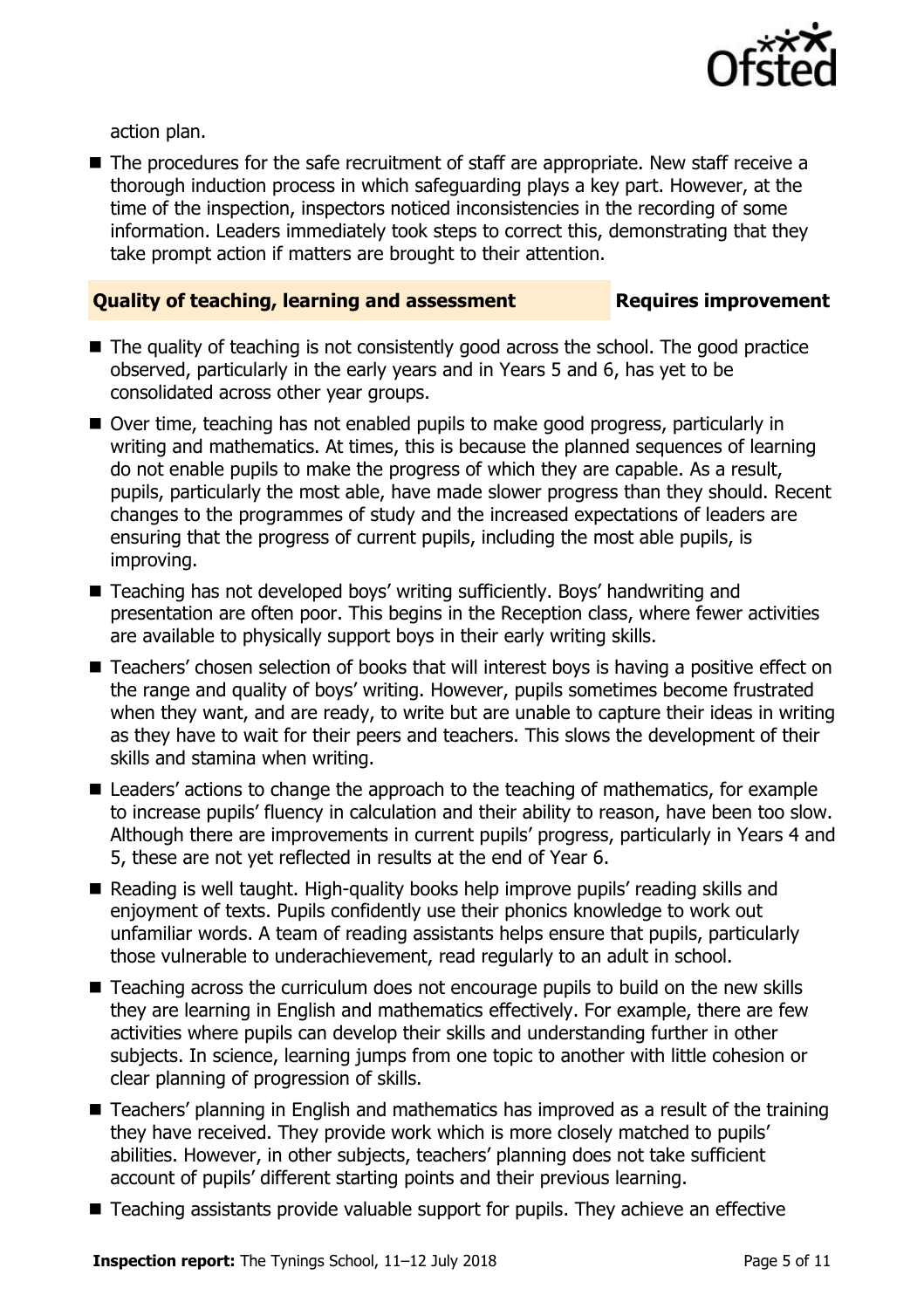action plan.

- The procedures for the safe recruitment of staff are appropriate. New staff receive a thorough induction process in which safeguarding plays a key part. However, at the time of the inspection, inspectors noticed inconsistencies in the recording of some information. Leaders immediately took steps to correct this, demonstrating that they take prompt action if matters are brought to their attention.

## Quality of teaching, learning and assessment — Requires improvement

- The quality of teaching is not consistently good across the school. The good practice observed, particularly in the early years and in Years 5 and 6, has yet to be consolidated across other year groups.
- Over time, teaching has not enabled pupils to make good progress, particularly in writing and mathematics. At times, this is because the planned sequences of learning do not enable pupils to make the progress of which they are capable. As a result, pupils, particularly the most able, have made slower progress than they should. Recent changes to the programmes of study and the increased expectations of leaders are ensuring that the progress of current pupils, including the most able pupils, is improving.
- Teaching has not developed boys' writing sufficiently. Boys' handwriting and presentation are often poor. This begins in the Reception class, where fewer activities are available to physically support boys in their early writing skills.
- Teachers' chosen selection of books that will interest boys is having a positive effect on the range and quality of boys' writing. However, pupils sometimes become frustrated when they want, and are ready, to write but are unable to capture their ideas in writing as they have to wait for their peers and teachers. This slows the development of their skills and stamina when writing.
- Leaders' actions to change the approach to the teaching of mathematics, for example to increase pupils' fluency in calculation and their ability to reason, have been too slow. Although there are improvements in current pupils' progress, particularly in Years 4 and 5, these are not yet reflected in results at the end of Year 6.
- Reading is well taught. High-quality books help improve pupils' reading skills and enjoyment of texts. Pupils confidently use their phonics knowledge to work out unfamiliar words. A team of reading assistants helps ensure that pupils, particularly those vulnerable to underachievement, read regularly to an adult in school.
- Teaching across the curriculum does not encourage pupils to build on the new skills they are learning in English and mathematics effectively. For example, there are few activities where pupils can develop their skills and understanding further in other subjects. In science, learning jumps from one topic to another with little cohesion or clear planning of progression of skills.
- Teachers' planning in English and mathematics has improved as a result of the training they have received. They provide work which is more closely matched to pupils' abilities. However, in other subjects, teachers' planning does not take sufficient account of pupils' different starting points and their previous learning.
- Teaching assistants provide valuable support for pupils. They achieve an effective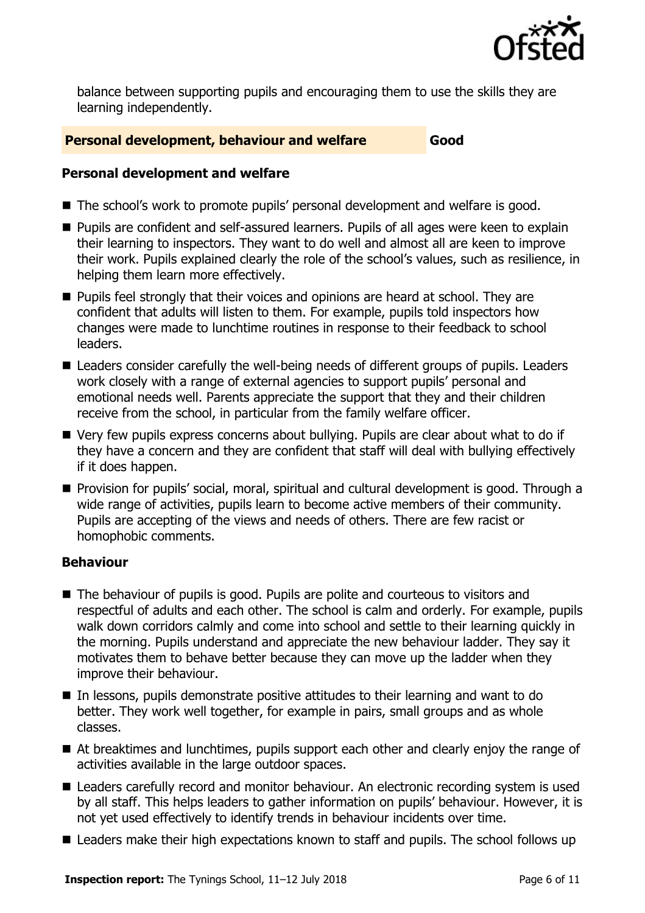balance between supporting pupils and encouraging them to use the skills they are learning independently.

## Personal development, behaviour and welfare — Good

### Personal development and welfare

- The school's work to promote pupils' personal development and welfare is good.
- Pupils are confident and self-assured learners. Pupils of all ages were keen to explain their learning to inspectors. They want to do well and almost all are keen to improve their work. Pupils explained clearly the role of the school's values, such as resilience, in helping them learn more effectively.
- Pupils feel strongly that their voices and opinions are heard at school. They are confident that adults will listen to them. For example, pupils told inspectors how changes were made to lunchtime routines in response to their feedback to school leaders.
- Leaders consider carefully the well-being needs of different groups of pupils. Leaders work closely with a range of external agencies to support pupils' personal and emotional needs well. Parents appreciate the support that they and their children receive from the school, in particular from the family welfare officer.
- Very few pupils express concerns about bullying. Pupils are clear about what to do if they have a concern and they are confident that staff will deal with bullying effectively if it does happen.
- Provision for pupils' social, moral, spiritual and cultural development is good. Through a wide range of activities, pupils learn to become active members of their community. Pupils are accepting of the views and needs of others. There are few racist or homophobic comments.

### Behaviour

- The behaviour of pupils is good. Pupils are polite and courteous to visitors and respectful of adults and each other. The school is calm and orderly. For example, pupils walk down corridors calmly and come into school and settle to their learning quickly in the morning. Pupils understand and appreciate the new behaviour ladder. They say it motivates them to behave better because they can move up the ladder when they improve their behaviour.
- In lessons, pupils demonstrate positive attitudes to their learning and want to do better. They work well together, for example in pairs, small groups and as whole classes.
- At breaktimes and lunchtimes, pupils support each other and clearly enjoy the range of activities available in the large outdoor spaces.
- Leaders carefully record and monitor behaviour. An electronic recording system is used by all staff. This helps leaders to gather information on pupils' behaviour. However, it is not yet used effectively to identify trends in behaviour incidents over time.
- Leaders make their high expectations known to staff and pupils. The school follows up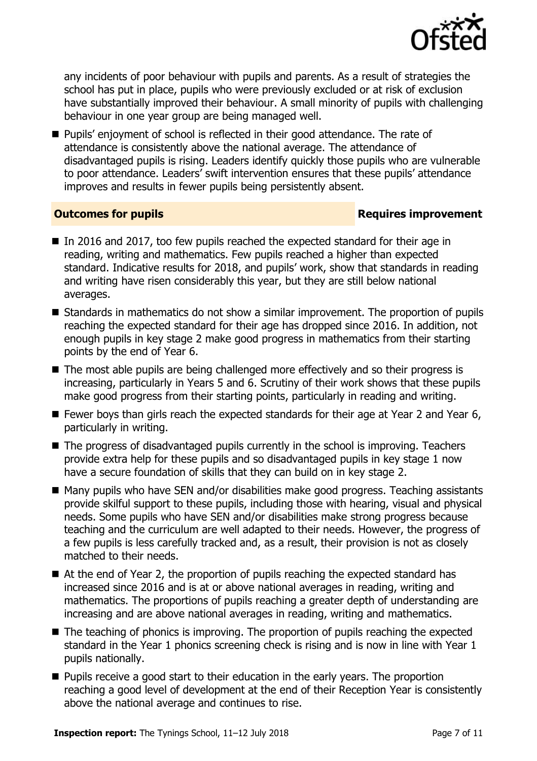any incidents of poor behaviour with pupils and parents. As a result of strategies the school has put in place, pupils who were previously excluded or at risk of exclusion have substantially improved their behaviour. A small minority of pupils with challenging behaviour in one year group are being managed well.

- Pupils' enjoyment of school is reflected in their good attendance. The rate of attendance is consistently above the national average. The attendance of disadvantaged pupils is rising. Leaders identify quickly those pupils who are vulnerable to poor attendance. Leaders' swift intervention ensures that these pupils' attendance improves and results in fewer pupils being persistently absent.

## Outcomes for pupils — Requires improvement

- In 2016 and 2017, too few pupils reached the expected standard for their age in reading, writing and mathematics. Few pupils reached a higher than expected standard. Indicative results for 2018, and pupils' work, show that standards in reading and writing have risen considerably this year, but they are still below national averages.
- Standards in mathematics do not show a similar improvement. The proportion of pupils reaching the expected standard for their age has dropped since 2016. In addition, not enough pupils in key stage 2 make good progress in mathematics from their starting points by the end of Year 6.
- The most able pupils are being challenged more effectively and so their progress is increasing, particularly in Years 5 and 6. Scrutiny of their work shows that these pupils make good progress from their starting points, particularly in reading and writing.
- Fewer boys than girls reach the expected standards for their age at Year 2 and Year 6, particularly in writing.
- The progress of disadvantaged pupils currently in the school is improving. Teachers provide extra help for these pupils and so disadvantaged pupils in key stage 1 now have a secure foundation of skills that they can build on in key stage 2.
- Many pupils who have SEN and/or disabilities make good progress. Teaching assistants provide skilful support to these pupils, including those with hearing, visual and physical needs. Some pupils who have SEN and/or disabilities make strong progress because teaching and the curriculum are well adapted to their needs. However, the progress of a few pupils is less carefully tracked and, as a result, their provision is not as closely matched to their needs.
- At the end of Year 2, the proportion of pupils reaching the expected standard has increased since 2016 and is at or above national averages in reading, writing and mathematics. The proportions of pupils reaching a greater depth of understanding are increasing and are above national averages in reading, writing and mathematics.
- The teaching of phonics is improving. The proportion of pupils reaching the expected standard in the Year 1 phonics screening check is rising and is now in line with Year 1 pupils nationally.
- Pupils receive a good start to their education in the early years. The proportion reaching a good level of development at the end of their Reception Year is consistently above the national average and continues to rise.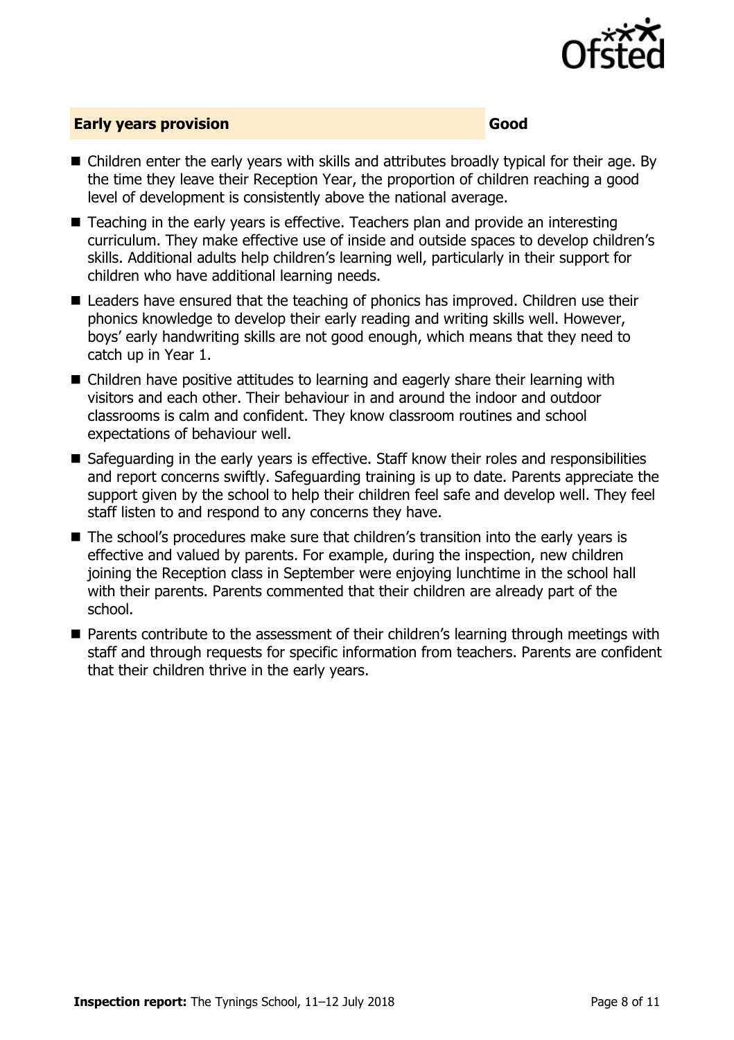## Early years provision — Good

- Children enter the early years with skills and attributes broadly typical for their age. By the time they leave their Reception Year, the proportion of children reaching a good level of development is consistently above the national average.
- Teaching in the early years is effective. Teachers plan and provide an interesting curriculum. They make effective use of inside and outside spaces to develop children's skills. Additional adults help children's learning well, particularly in their support for children who have additional learning needs.
- Leaders have ensured that the teaching of phonics has improved. Children use their phonics knowledge to develop their early reading and writing skills well. However, boys' early handwriting skills are not good enough, which means that they need to catch up in Year 1.
- Children have positive attitudes to learning and eagerly share their learning with visitors and each other. Their behaviour in and around the indoor and outdoor classrooms is calm and confident. They know classroom routines and school expectations of behaviour well.
- Safeguarding in the early years is effective. Staff know their roles and responsibilities and report concerns swiftly. Safeguarding training is up to date. Parents appreciate the support given by the school to help their children feel safe and develop well. They feel staff listen to and respond to any concerns they have.
- The school's procedures make sure that children's transition into the early years is effective and valued by parents. For example, during the inspection, new children joining the Reception class in September were enjoying lunchtime in the school hall with their parents. Parents commented that their children are already part of the school.
- Parents contribute to the assessment of their children's learning through meetings with staff and through requests for specific information from teachers. Parents are confident that their children thrive in the early years.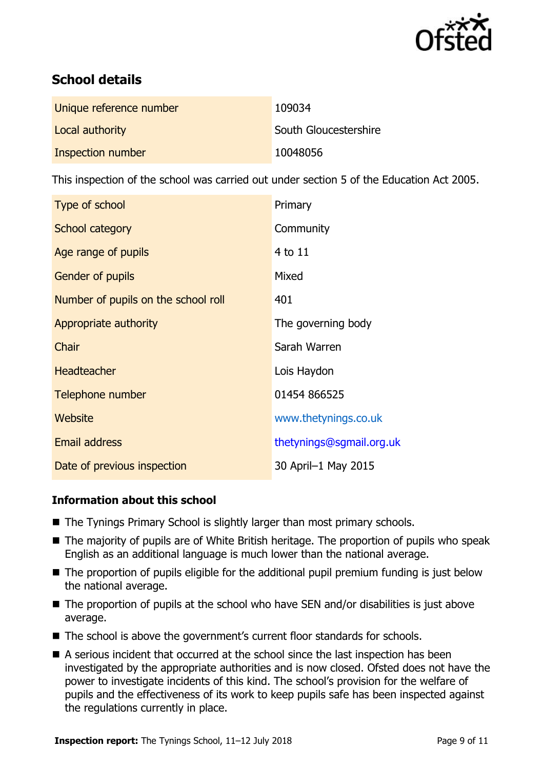## School details

| | |
|---|---|
| Unique reference number | 109034 |
| Local authority | South Gloucestershire |
| Inspection number | 10048056 |

This inspection of the school was carried out under section 5 of the Education Act 2005.

| | |
|---|---|
| Type of school | Primary |
| School category | Community |
| Age range of pupils | 4 to 11 |
| Gender of pupils | Mixed |
| Number of pupils on the school roll | 401 |
| Appropriate authority | The governing body |
| Chair | Sarah Warren |
| Headteacher | Lois Haydon |
| Telephone number | 01454 866525 |
| Website | www.thetynings.co.uk |
| Email address | thetynings@sgmail.org.uk |
| Date of previous inspection | 30 April–1 May 2015 |

### Information about this school

- The Tynings Primary School is slightly larger than most primary schools.
- The majority of pupils are of White British heritage. The proportion of pupils who speak English as an additional language is much lower than the national average.
- The proportion of pupils eligible for the additional pupil premium funding is just below the national average.
- The proportion of pupils at the school who have SEN and/or disabilities is just above average.
- The school is above the government's current floor standards for schools.
- A serious incident that occurred at the school since the last inspection has been investigated by the appropriate authorities and is now closed. Ofsted does not have the power to investigate incidents of this kind. The school's provision for the welfare of pupils and the effectiveness of its work to keep pupils safe has been inspected against the regulations currently in place.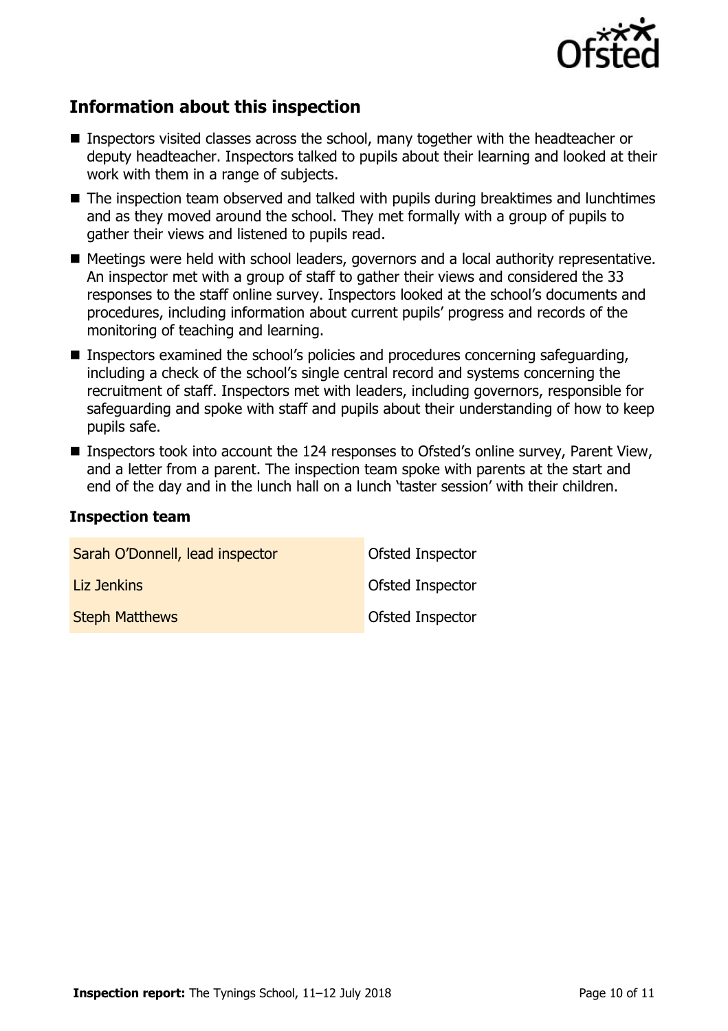## Information about this inspection

- Inspectors visited classes across the school, many together with the headteacher or deputy headteacher. Inspectors talked to pupils about their learning and looked at their work with them in a range of subjects.
- The inspection team observed and talked with pupils during breaktimes and lunchtimes and as they moved around the school. They met formally with a group of pupils to gather their views and listened to pupils read.
- Meetings were held with school leaders, governors and a local authority representative. An inspector met with a group of staff to gather their views and considered the 33 responses to the staff online survey. Inspectors looked at the school's documents and procedures, including information about current pupils' progress and records of the monitoring of teaching and learning.
- Inspectors examined the school's policies and procedures concerning safeguarding, including a check of the school's single central record and systems concerning the recruitment of staff. Inspectors met with leaders, including governors, responsible for safeguarding and spoke with staff and pupils about their understanding of how to keep pupils safe.
- Inspectors took into account the 124 responses to Ofsted's online survey, Parent View, and a letter from a parent. The inspection team spoke with parents at the start and end of the day and in the lunch hall on a lunch 'taster session' with their children.

### Inspection team

| | |
|---|---|
| Sarah O'Donnell, lead inspector | Ofsted Inspector |
| Liz Jenkins | Ofsted Inspector |
| Steph Matthews | Ofsted Inspector |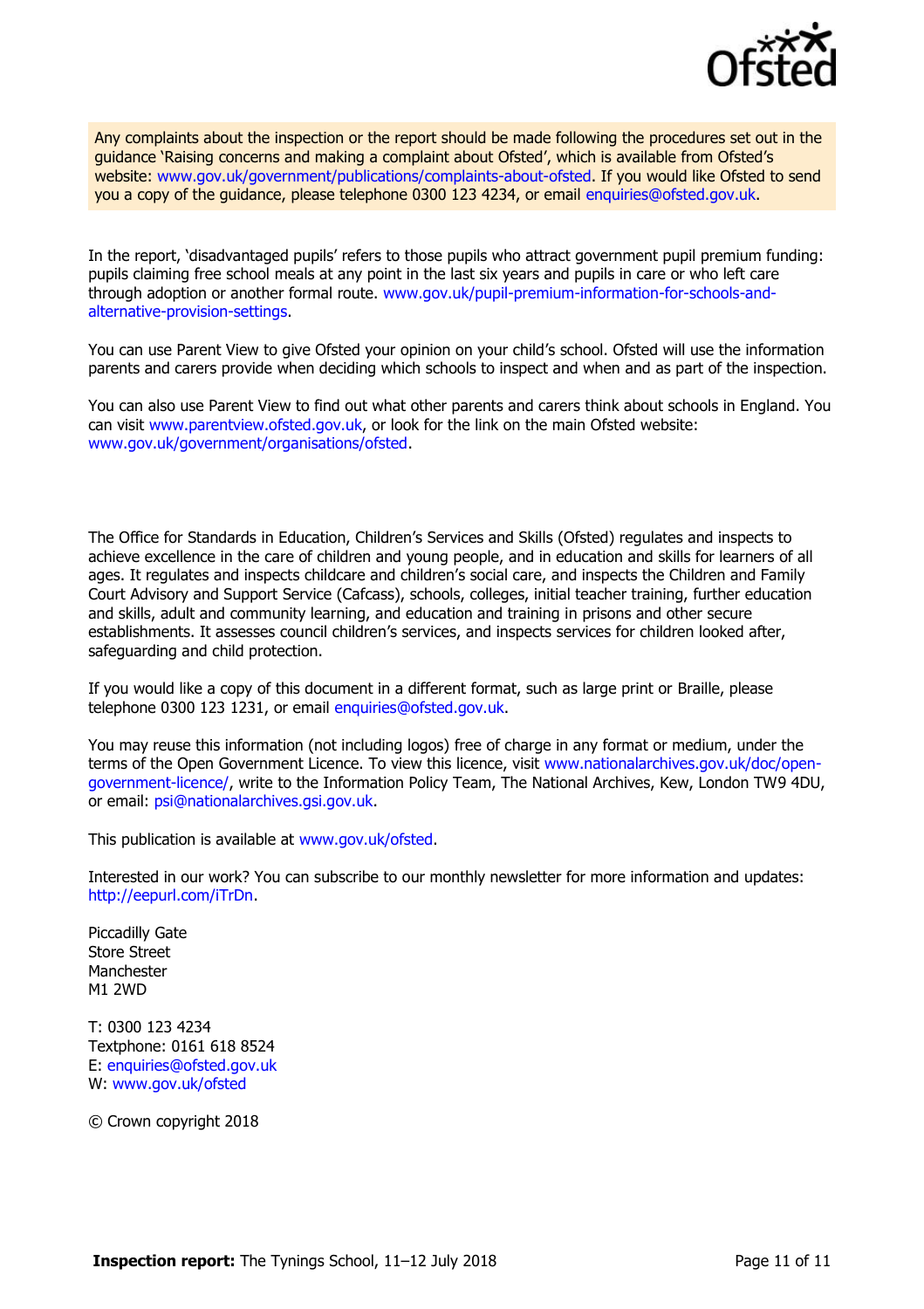Any complaints about the inspection or the report should be made following the procedures set out in the guidance 'Raising concerns and making a complaint about Ofsted', which is available from Ofsted's website: www.gov.uk/government/publications/complaints-about-ofsted. If you would like Ofsted to send you a copy of the guidance, please telephone 0300 123 4234, or email enquiries@ofsted.gov.uk.

In the report, 'disadvantaged pupils' refers to those pupils who attract government pupil premium funding: pupils claiming free school meals at any point in the last six years and pupils in care or who left care through adoption or another formal route. www.gov.uk/pupil-premium-information-for-schools-and-alternative-provision-settings.

You can use Parent View to give Ofsted your opinion on your child's school. Ofsted will use the information parents and carers provide when deciding which schools to inspect and when and as part of the inspection.

You can also use Parent View to find out what other parents and carers think about schools in England. You can visit www.parentview.ofsted.gov.uk, or look for the link on the main Ofsted website: www.gov.uk/government/organisations/ofsted.

The Office for Standards in Education, Children's Services and Skills (Ofsted) regulates and inspects to achieve excellence in the care of children and young people, and in education and skills for learners of all ages. It regulates and inspects childcare and children's social care, and inspects the Children and Family Court Advisory and Support Service (Cafcass), schools, colleges, initial teacher training, further education and skills, adult and community learning, and education and training in prisons and other secure establishments. It assesses council children's services, and inspects services for children looked after, safeguarding and child protection.

If you would like a copy of this document in a different format, such as large print or Braille, please telephone 0300 123 1231, or email enquiries@ofsted.gov.uk.

You may reuse this information (not including logos) free of charge in any format or medium, under the terms of the Open Government Licence. To view this licence, visit www.nationalarchives.gov.uk/doc/open-government-licence/, write to the Information Policy Team, The National Archives, Kew, London TW9 4DU, or email: psi@nationalarchives.gsi.gov.uk.

This publication is available at www.gov.uk/ofsted.

Interested in our work? You can subscribe to our monthly newsletter for more information and updates: http://eepurl.com/iTrDn.

Piccadilly Gate
Store Street
Manchester
M1 2WD

T: 0300 123 4234
Textphone: 0161 618 8524
E: enquiries@ofsted.gov.uk
W: www.gov.uk/ofsted

© Crown copyright 2018